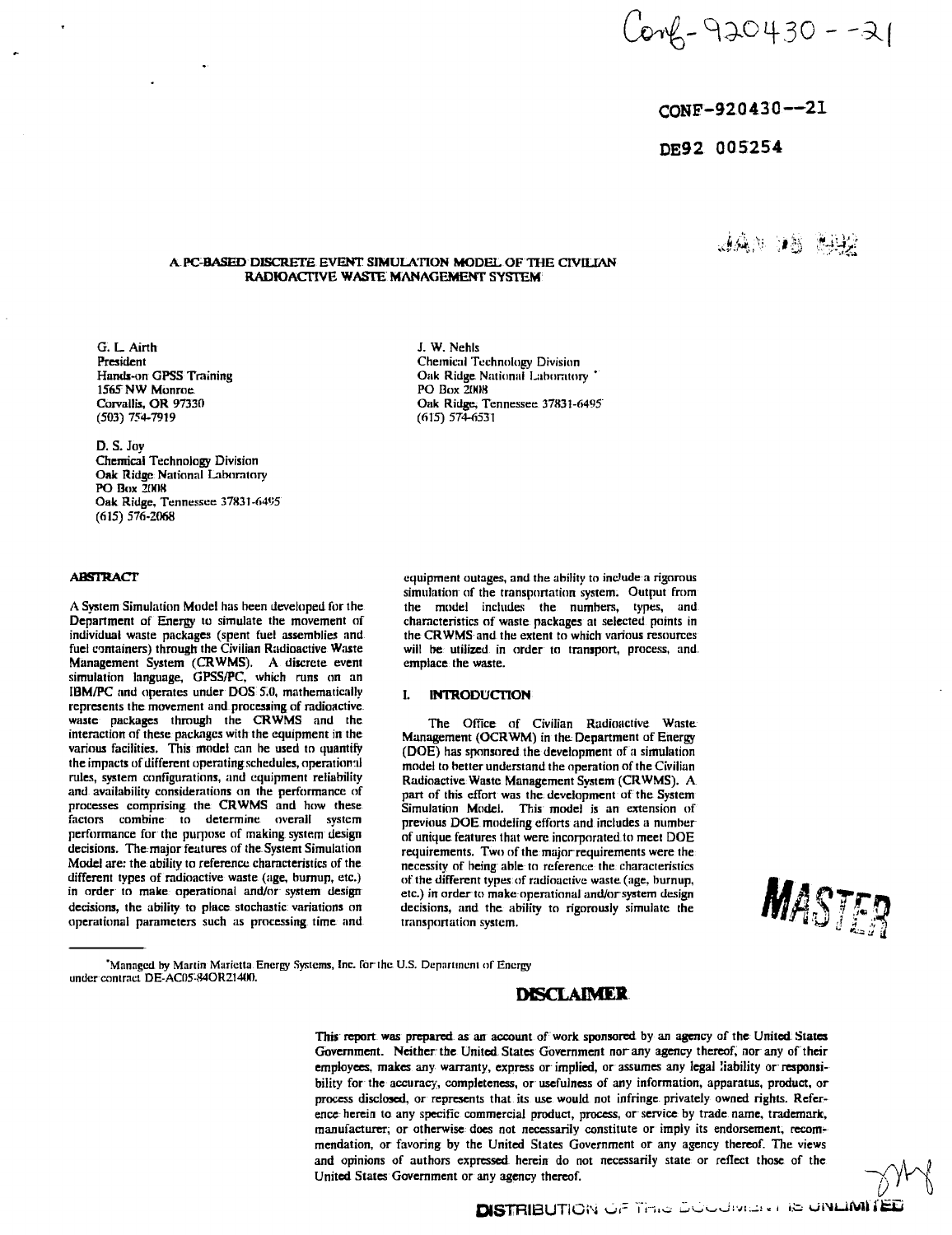Conf-920430--21

CONF-920430--21

DE92 005254

# A PC-BASED DISCRETE EVENT SIMULATION MODEL OF THE CIVILIAN RADIOACTIVE WASTE MANAGEMENT SYSTEM

G. L. Airth
President
Hands-on GPSS Training
1565 NW Monroe
Corvallis, OR 97330
(503) 754-7919

J. W. Nehls
Chemical Technology Division
Oak Ridge National Laboratory *
PO Box 2008
Oak Ridge, Tennessee 37831-6495
(615) 574-6531

D. S. Joy
Chemical Technology Division
Oak Ridge National Laboratory
PO Box 2008
Oak Ridge, Tennessee 37831-6495
(615) 576-2068

## ABSTRACT

A System Simulation Model has been developed for the Department of Energy to simulate the movement of individual waste packages (spent fuel assemblies and fuel containers) through the Civilian Radioactive Waste Management System (CRWMS). A discrete event simulation language, GPSS/PC, which runs on an IBM/PC and operates under DOS 5.0, mathematically represents the movement and processing of radioactive waste packages through the CRWMS and the interaction of these packages with the equipment in the various facilities. This model can be used to quantify the impacts of different operating schedules, operational rules, system configurations, and equipment reliability and availability considerations on the performance of processes comprising the CRWMS and how these factors combine to determine overall system performance for the purpose of making system design decisions. The major features of the System Simulation Model are: the ability to reference characteristics of the different types of radioactive waste (age, burnup, etc.) in order to make operational and/or system design decisions, the ability to place stochastic variations on operational parameters such as processing time and equipment outages, and the ability to include a rigorous simulation of the transportation system. Output from the model includes the numbers, types, and characteristics of waste packages at selected points in the CRWMS and the extent to which various resources will be utilized in order to transport, process, and emplace the waste.

## I. INTRODUCTION

The Office of Civilian Radioactive Waste Management (OCRWM) in the Department of Energy (DOE) has sponsored the development of a simulation model to better understand the operation of the Civilian Radioactive Waste Management System (CRWMS). A part of this effort was the development of the System Simulation Model. This model is an extension of previous DOE modeling efforts and includes a number of unique features that were incorporated to meet DOE requirements. Two of the major requirements were the necessity of being able to reference the characteristics of the different types of radioactive waste (age, burnup, etc.) in order to make operational and/or system design decisions, and the ability to rigorously simulate the transportation system.

*Managed by Martin Marietta Energy Systems, Inc. for the U.S. Department of Energy under contract DE-AC05-84OR21400.

## DISCLAIMER

This report was prepared as an account of work sponsored by an agency of the United States Government. Neither the United States Government nor any agency thereof, nor any of their employees, makes any warranty, express or implied, or assumes any legal liability or responsibility for the accuracy, completeness, or usefulness of any information, apparatus, product, or process disclosed, or represents that its use would not infringe privately owned rights. Reference herein to any specific commercial product, process, or service by trade name, trademark, manufacturer, or otherwise does not necessarily constitute or imply its endorsement, recommendation, or favoring by the United States Government or any agency thereof. The views and opinions of authors expressed herein do not necessarily state or reflect those of the United States Government or any agency thereof.

MASTER

DISTRIBUTION OF THIS DOCUMENT IS UNLIMITED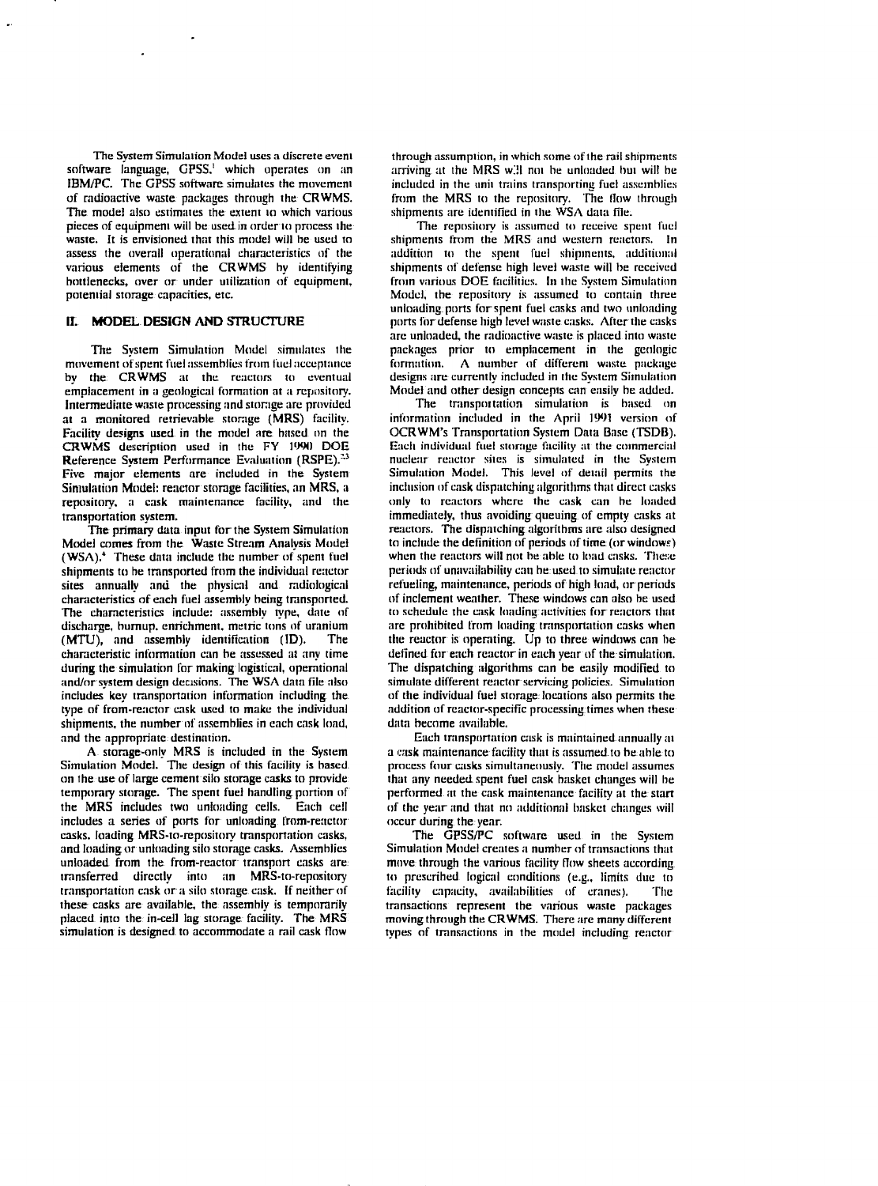The System Simulation Model uses a discrete event software language, GPSS,[1] which operates on an IBM/PC. The GPSS software simulates the movement of radioactive waste packages through the CRWMS. The model also estimates the extent to which various pieces of equipment will be used in order to process the waste. It is envisioned that this model will be used to assess the overall operational characteristics of the various elements of the CRWMS by identifying bottlenecks, over or under utilization of equipment, potential storage capacities, etc.

## II. MODEL DESIGN AND STRUCTURE

The System Simulation Model simulates the movement of spent fuel assemblies from fuel acceptance by the CRWMS at the reactors to eventual emplacement in a geological formation at a repository. Intermediate waste processing and storage are provided at a monitored retrievable storage (MRS) facility. Facility designs used in the model are based on the CRWMS description used in the FY 1990 DOE Reference System Performance Evaluation (RSPE).[2,3] Five major elements are included in the System Simulation Model: reactor storage facilities, an MRS, a repository, a cask maintenance facility, and the transportation system.

The primary data input for the System Simulation Model comes from the Waste Stream Analysis Model (WSA).[4] These data include the number of spent fuel shipments to be transported from the individual reactor sites annually and the physical and radiological characteristics of each fuel assembly being transported. The characteristics include: assembly type, date of discharge, burnup, enrichment, metric tons of uranium (MTU), and assembly identification (ID). The characteristic information can be assessed at any time during the simulation for making logistical, operational and/or system design decisions. The WSA data file also includes key transportation information including the type of from-reactor cask used to make the individual shipments, the number of assemblies in each cask load, and the appropriate destination.

A storage-only MRS is included in the System Simulation Model. The design of this facility is based on the use of large cement silo storage casks to provide temporary storage. The spent fuel handling portion of the MRS includes two unloading cells. Each cell includes a series of ports for unloading from-reactor casks, loading MRS-to-repository transportation casks, and loading or unloading silo storage casks. Assemblies unloaded from the from-reactor transport casks are transferred directly into an MRS-to-repository transportation cask or a silo storage cask. If neither of these casks are available, the assembly is temporarily placed into the in-cell lag storage facility. The MRS simulation is designed to accommodate a rail cask flow through assumption, in which some of the rail shipments arriving at the MRS will not be unloaded but will be included in the unit trains transporting fuel assemblies from the MRS to the repository. The flow through shipments are identified in the WSA data file.

The repository is assumed to receive spent fuel shipments from the MRS and western reactors. In addition to the spent fuel shipments, additional shipments of defense high level waste will be received from various DOE facilities. In the System Simulation Model, the repository is assumed to contain three unloading ports for spent fuel casks and two unloading ports for defense high level waste casks. After the casks are unloaded, the radioactive waste is placed into waste packages prior to emplacement in the geologic formation. A number of different waste package designs are currently included in the System Simulation Model and other design concepts can easily be added.

The transportation simulation is based on information included in the April 1991 version of OCRWM's Transportation System Data Base (TSDB). Each individual fuel storage facility at the commercial nuclear reactor sites is simulated in the System Simulation Model. This level of detail permits the inclusion of cask dispatching algorithms that direct casks only to reactors where the cask can be loaded immediately, thus avoiding queuing of empty casks at reactors. The dispatching algorithms are also designed to include the definition of periods of time (or windows) when the reactors will not be able to load casks. These periods of unavailability can be used to simulate reactor refueling, maintenance, periods of high load, or periods of inclement weather. These windows can also be used to schedule the cask loading activities for reactors that are prohibited from loading transportation casks when the reactor is operating. Up to three windows can be defined for each reactor in each year of the simulation. The dispatching algorithms can be easily modified to simulate different reactor servicing policies. Simulation of the individual fuel storage locations also permits the addition of reactor-specific processing times when these data become available.

Each transportation cask is maintained annually at a cask maintenance facility that is assumed to be able to process four casks simultaneously. The model assumes that any needed spent fuel cask basket changes will be performed at the cask maintenance facility at the start of the year and that no additional basket changes will occur during the year.

The GPSS/PC software used in the System Simulation Model creates a number of transactions that move through the various facility flow sheets according to prescribed logical conditions (e.g., limits due to facility capacity, availabilities of cranes). The transactions represent the various waste packages moving through the CRWMS. There are many different types of transactions in the model including reactor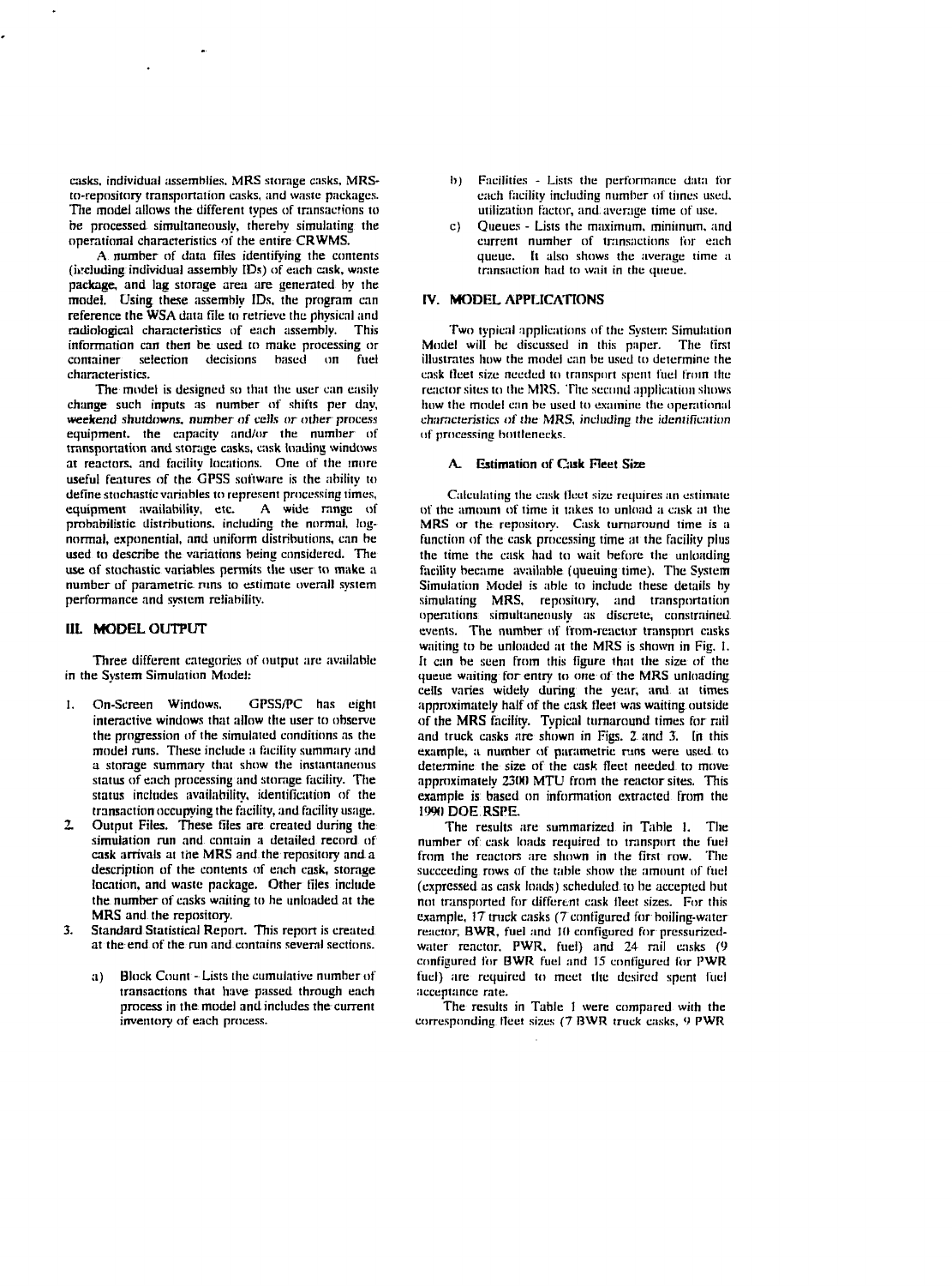casks, individual assemblies, MRS storage casks, MRS-to-repository transportation casks, and waste packages. The model allows the different types of transactions to be processed simultaneously, thereby simulating the operational characteristics of the entire CRWMS.

A number of data files identifying the contents (including individual assembly IDs) of each cask, waste package, and lag storage area are generated by the model. Using these assembly IDs, the program can reference the WSA data file to retrieve the physical and radiological characteristics of each assembly. This information can then be used to make processing or container selection decisions based on fuel characteristics.

The model is designed so that the user can easily change such inputs as number of shifts per day, weekend shutdowns, number of cells or other process equipment, the capacity and/or the number of transportation and storage casks, cask loading windows at reactors, and facility locations. One of the more useful features of the GPSS software is the ability to define stochastic variables to represent processing times, equipment availability, etc. A wide range of probabilistic distributions, including the normal, log-normal, exponential, and uniform distributions, can be used to describe the variations being considered. The use of stochastic variables permits the user to make a number of parametric runs to estimate overall system performance and system reliability.

## III. MODEL OUTPUT

Three different categories of output are available in the System Simulation Model:

1. On-Screen Windows. GPSS/PC has eight interactive windows that allow the user to observe the progression of the simulated conditions as the model runs. These include a facility summary and a storage summary that show the instantaneous status of each processing and storage facility. The status includes availability, identification of the transaction occupying the facility, and facility usage.
2. Output Files. These files are created during the simulation run and contain a detailed record of cask arrivals at the MRS and the repository and a description of the contents of each cask, storage location, and waste package. Other files include the number of casks waiting to be unloaded at the MRS and the repository.
3. Standard Statistical Report. This report is created at the end of the run and contains several sections.
   a) Block Count - Lists the cumulative number of transactions that have passed through each process in the model and includes the current inventory of each process.
   b) Facilities - Lists the performance data for each facility including number of times used, utilization factor, and average time of use.
   c) Queues - Lists the maximum, minimum, and current number of transactions for each queue. It also shows the average time a transaction had to wait in the queue.

## IV. MODEL APPLICATIONS

Two typical applications of the System Simulation Model will be discussed in this paper. The first illustrates how the model can be used to determine the cask fleet size needed to transport spent fuel from the reactor sites to the MRS. The second application shows how the model can be used to examine the operational characteristics of the MRS, including the identification of processing bottlenecks.

### A. Estimation of Cask Fleet Size

Calculating the cask fleet size requires an estimate of the amount of time it takes to unload a cask at the MRS or the repository. Cask turnaround time is a function of the cask processing time at the facility plus the time the cask had to wait before the unloading facility became available (queuing time). The System Simulation Model is able to include these details by simulating MRS, repository, and transportation operations simultaneously as discrete, constrained events. The number of from-reactor transport casks waiting to be unloaded at the MRS is shown in Fig. 1. It can be seen from this figure that the size of the queue waiting for entry to one of the MRS unloading cells varies widely during the year, and at times approximately half of the cask fleet was waiting outside of the MRS facility. Typical turnaround times for rail and truck casks are shown in Figs. 2 and 3. In this example, a number of parametric runs were used to determine the size of the cask fleet needed to move approximately 2300 MTU from the reactor sites. This example is based on information extracted from the 1990 DOE RSPE.

The results are summarized in Table 1. The number of cask loads required to transport the fuel from the reactors are shown in the first row. The succeeding rows of the table show the amount of fuel (expressed as cask loads) scheduled to be accepted but not transported for different cask fleet sizes. For this example, 17 truck casks (7 configured for boiling-water reactor, BWR, fuel and 10 configured for pressurized-water reactor, PWR, fuel) and 24 rail casks (9 configured for BWR fuel and 15 configured for PWR fuel) are required to meet the desired spent fuel acceptance rate.

The results in Table 1 were compared with the corresponding fleet sizes (7 BWR truck casks, 9 PWR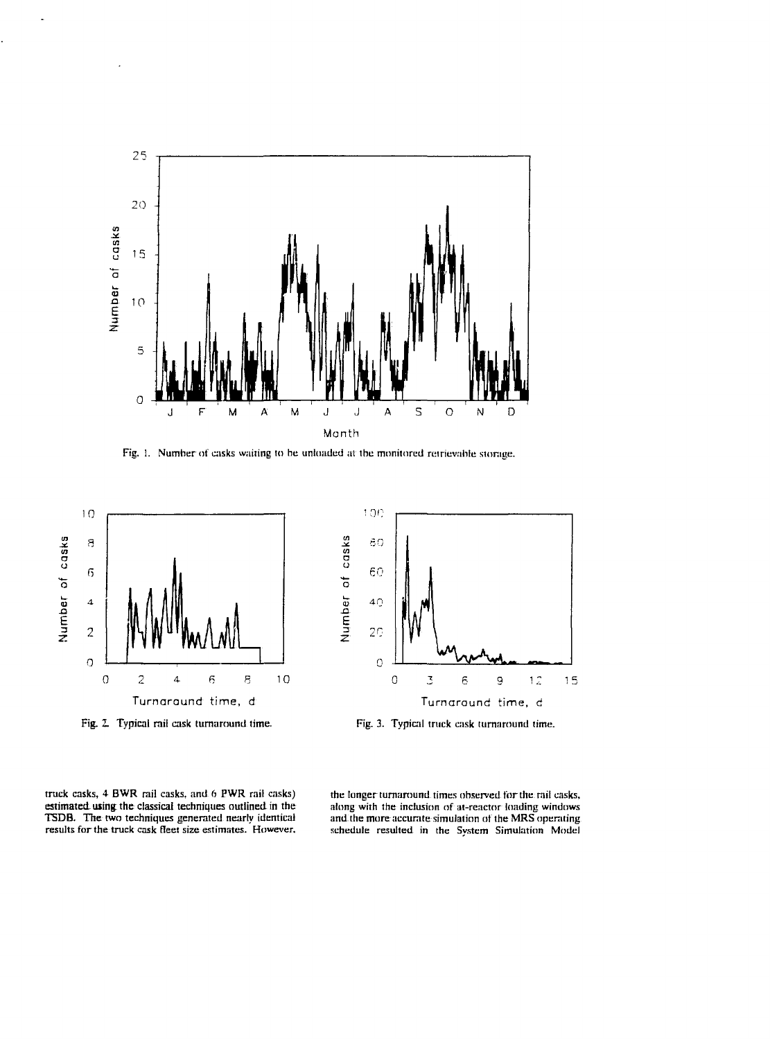Fig. 1. Number of casks waiting to be unloaded at the monitored retrievable storage.

Fig. 2. Typical rail cask turnaround time.

Fig. 3. Typical truck cask turnaround time.

truck casks, 4 BWR rail casks, and 6 PWR rail casks) estimated using the classical techniques outlined in the TSDB. The two techniques generated nearly identical results for the truck cask fleet size estimates. However, the longer turnaround times observed for the rail casks, along with the inclusion of at-reactor loading windows and the more accurate simulation of the MRS operating schedule resulted in the System Simulation Model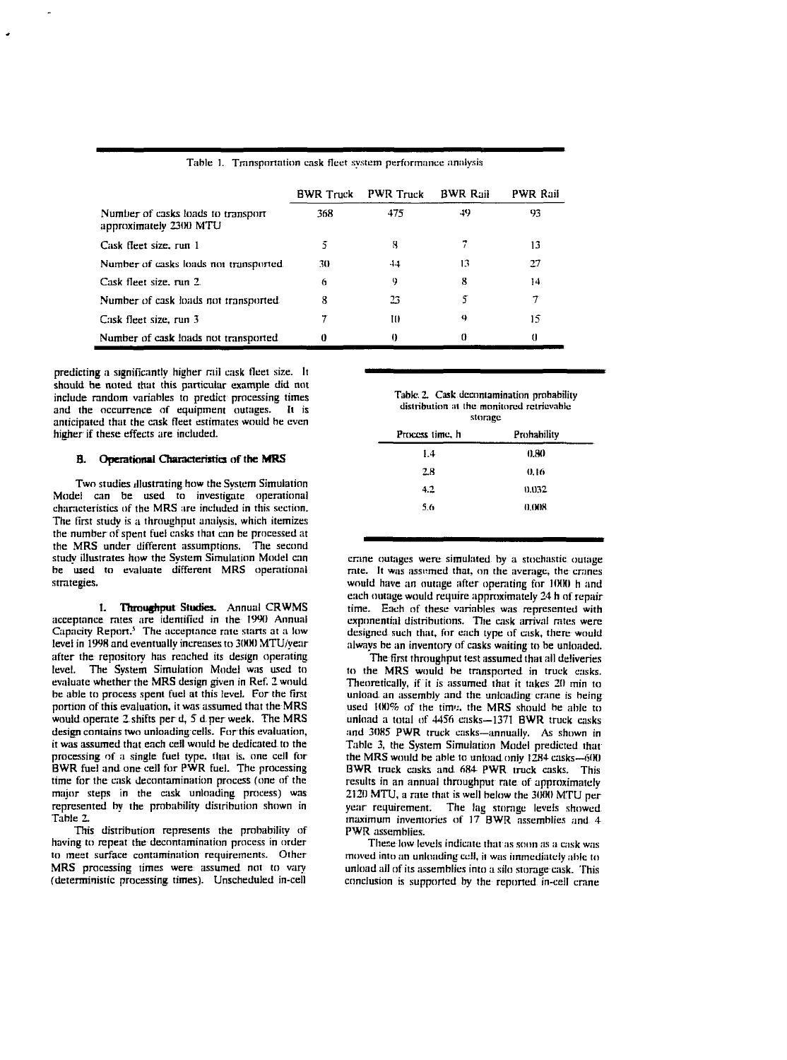Table 1. Transportation cask fleet system performance analysis

| | BWR Truck | PWR Truck | BWR Rail | PWR Rail |
|---|---|---|---|---|
| Number of casks loads to transport approximately 2300 MTU | 368 | 475 | 49 | 93 |
| Cask fleet size, run 1 | 5 | 8 | 7 | 13 |
| Number of casks loads not transported | 30 | 44 | 13 | 27 |
| Cask fleet size, run 2 | 6 | 9 | 8 | 14 |
| Number of cask loads not transported | 8 | 23 | 5 | 7 |
| Cask fleet size, run 3 | 7 | 10 | 9 | 15 |
| Number of cask loads not transported | 0 | 0 | 0 | 0 |

predicting a significantly higher rail cask fleet size. It should be noted that this particular example did not include random variables to predict processing times and the occurrence of equipment outages. It is anticipated that the cask fleet estimates would be even higher if these effects are included.

### B. Operational Characteristics of the MRS

Two studies illustrating how the System Simulation Model can be used to investigate operational characteristics of the MRS are included in this section. The first study is a throughput analysis, which itemizes the number of spent fuel casks that can be processed at the MRS under different assumptions. The second study shows how the System Simulation Model can be used to evaluate different MRS operational strategies.

**1. Throughput Studies.** Annual CRWMS acceptance rates are identified in the 1990 Annual Capacity Report.[5] The acceptance rate starts at a low level in 1998 and eventually increases to 3000 MTU/year after the repository has reached its design operating level. The System Simulation Model was used to evaluate whether the MRS design given in Ref. 2 would be able to process spent fuel at this level. For the first portion of this evaluation, it was assumed that the MRS would operate 2 shifts per d, 5 d per week. The MRS design contains two unloading cells. For this evaluation, it was assumed that each cell would be dedicated to the processing of a single fuel type, that is, one cell for BWR fuel and one cell for PWR fuel. The processing time for the cask decontamination process (one of the major steps in the cask unloading process) was represented by the probability distribution shown in Table 2.

This distribution represents the probability of having to repeat the decontamination process in order to meet surface contamination requirements. Other MRS processing times were assumed not to vary (deterministic processing times). Unscheduled in-cell

Table 2. Cask decontamination probability distribution at the monitored retrievable storage

| Process time, h | Probability |
|---|---|
| 1.4 | 0.80 |
| 2.8 | 0.16 |
| 4.2 | 0.032 |
| 5.6 | 0.008 |

crane outages were simulated by a stochastic outage rate. It was assumed that, on the average, the cranes would have an outage after operating for 1000 h and each outage would require approximately 24 h of repair time. Each of these variables was represented with exponential distributions. The cask arrival rates were designed such that, for each type of cask, there would always be an inventory of casks waiting to be unloaded.

The first throughput test assumed that all deliveries to the MRS would be transported in truck casks. Theoretically, if it is assumed that it takes 20 min to unload an assembly and the unloading crane is being used 100% of the time, the MRS should be able to unload a total of 4456 casks—1371 BWR truck casks and 3085 PWR truck casks—annually. As shown in Table 3, the System Simulation Model predicted that the MRS would be able to unload only 1284 casks—600 BWR truck casks and 684 PWR truck casks. This results in an annual throughput rate of approximately 2120 MTU, a rate that is well below the 3000 MTU per year requirement. The lag storage levels showed maximum inventories of 17 BWR assemblies and 4 PWR assemblies.

These low levels indicate that as soon as a cask was moved into an unloading cell, it was immediately able to unload all of its assemblies into a silo storage cask. This conclusion is supported by the reported in-cell crane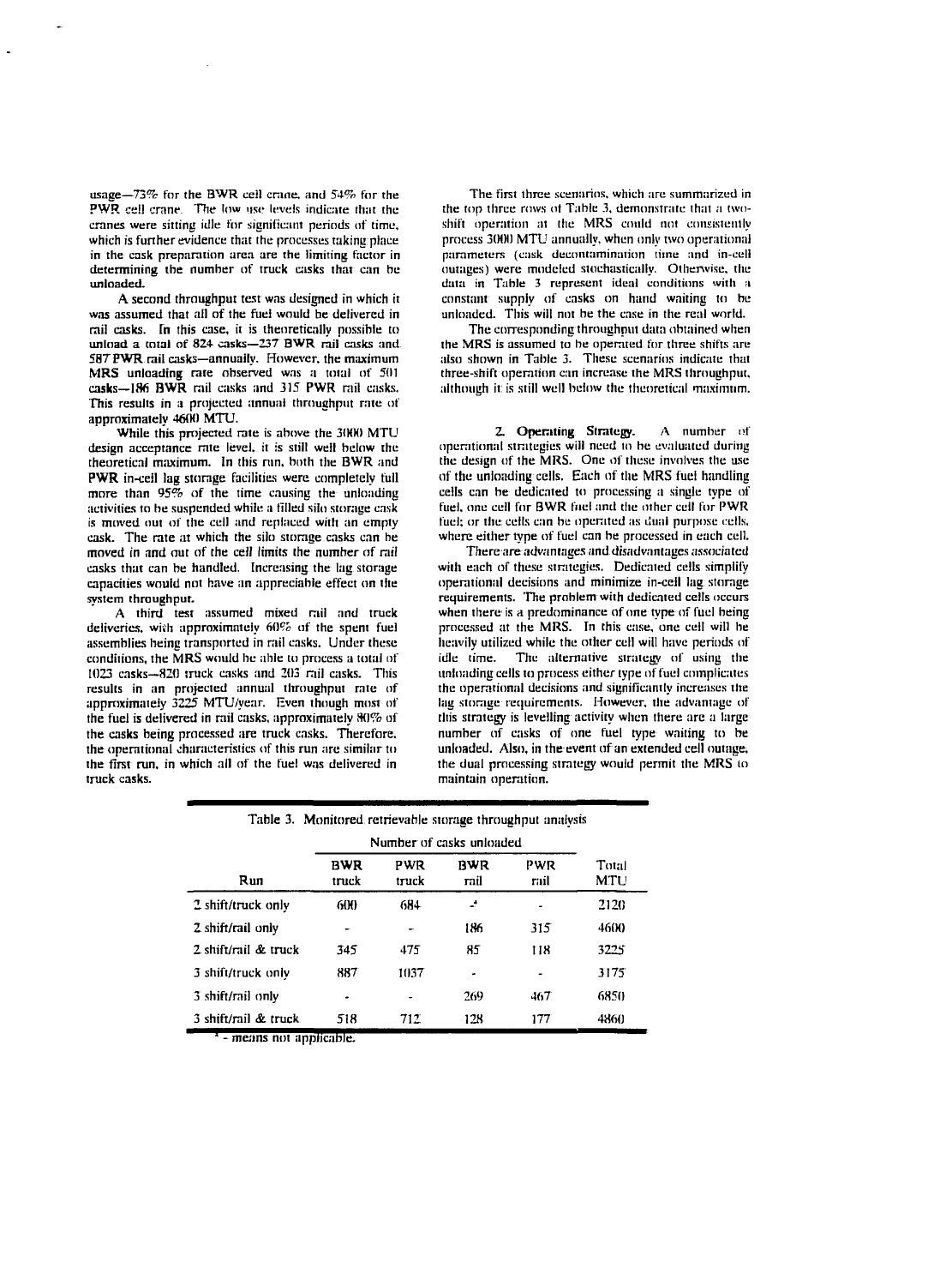usage—73% for the BWR cell crane, and 54% for the PWR cell crane. The low use levels indicate that the cranes were sitting idle for significant periods of time, which is further evidence that the processes taking place in the cask preparation area are the limiting factor in determining the number of truck casks that can be unloaded.

A second throughput test was designed in which it was assumed that all of the fuel would be delivered in rail casks. In this case, it is theoretically possible to unload a total of 824 casks—237 BWR rail casks and 587 PWR rail casks—annually. However, the maximum MRS unloading rate observed was a total of 501 casks—186 BWR rail casks and 315 PWR rail casks. This results in a projected annual throughput rate of approximately 4600 MTU.

While this projected rate is above the 3000 MTU design acceptance rate level, it is still well below the theoretical maximum. In this run, both the BWR and PWR in-cell lag storage facilities were completely full more than 95% of the time causing the unloading activities to be suspended while a filled silo storage cask is moved out of the cell and replaced with an empty cask. The rate at which the silo storage casks can be moved in and out of the cell limits the number of rail casks that can be handled. Increasing the lag storage capacities would not have an appreciable effect on the system throughput.

A third test assumed mixed rail and truck deliveries, with approximately 60% of the spent fuel assemblies being transported in rail casks. Under these conditions, the MRS would be able to process a total of 1023 casks—820 truck casks and 203 rail casks. This results in an projected annual throughput rate of approximately 3225 MTU/year. Even though most of the fuel is delivered in rail casks, approximately 80% of the casks being processed are truck casks. Therefore, the operational characteristics of this run are similar to the first run, in which all of the fuel was delivered in truck casks.

The first three scenarios, which are summarized in the top three rows of Table 3, demonstrate that a two-shift operation at the MRS could not consistently process 3000 MTU annually, when only two operational parameters (cask decontamination time and in-cell outages) were modeled stochastically. Otherwise, the data in Table 3 represent ideal conditions with a constant supply of casks on hand waiting to be unloaded. This will not be the case in the real world.

The corresponding throughput data obtained when the MRS is assumed to be operated for three shifts are also shown in Table 3. These scenarios indicate that three-shift operation can increase the MRS throughput, although it is still well below the theoretical maximum.

**2. Operating Strategy.** A number of operational strategies will need to be evaluated during the design of the MRS. One of these involves the use of the unloading cells. Each of the MRS fuel handling cells can be dedicated to processing a single type of fuel, one cell for BWR fuel and the other cell for PWR fuel; or the cells can be operated as dual purpose cells, where either type of fuel can be processed in each cell.

There are advantages and disadvantages associated with each of these strategies. Dedicated cells simplify operational decisions and minimize in-cell lag storage requirements. The problem with dedicated cells occurs when there is a predominance of one type of fuel being processed at the MRS. In this case, one cell will be heavily utilized while the other cell will have periods of idle time. The alternative strategy of using the unloading cells to process either type of fuel complicates the operational decisions and significantly increases the lag storage requirements. However, the advantage of this strategy is levelling activity when there are a large number of casks of one fuel type waiting to be unloaded. Also, in the event of an extended cell outage, the dual processing strategy would permit the MRS to maintain operation.

Table 3. Monitored retrievable storage throughput analysis

| | Number of casks unloaded | | | | |
|---|---|---|---|---|---|
| Run | BWR truck | PWR truck | BWR rail | PWR rail | Total MTU |
| 2 shift/truck only | 600 | 684 | -[a] | - | 2120 |
| 2 shift/rail only | - | - | 186 | 315 | 4600 |
| 2 shift/rail & truck | 345 | 475 | 85 | 118 | 3225 |
| 3 shift/truck only | 887 | 1037 | - | - | 3175 |
| 3 shift/rail only | - | - | 269 | 467 | 6850 |
| 3 shift/rail & truck | 518 | 712 | 128 | 177 | 4860 |

[a] - means not applicable.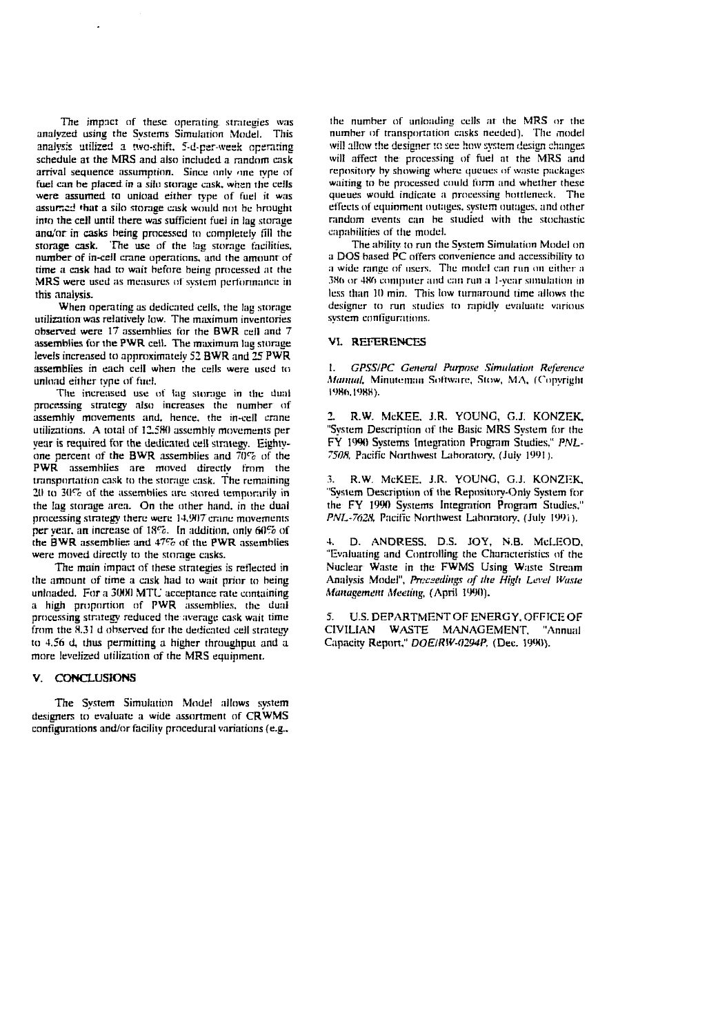The impact of these operating strategies was analyzed using the Systems Simulation Model. This analysis utilized a two-shift, 5-d-per-week operating schedule at the MRS and also included a random cask arrival sequence assumption. Since only one type of fuel can be placed in a silo storage cask, when the cells were assumed to unload either type of fuel it was assumed that a silo storage cask would not be brought into the cell until there was sufficient fuel in lag storage and/or in casks being processed to completely fill the storage cask. The use of the lag storage facilities, number of in-cell crane operations, and the amount of time a cask had to wait before being processed at the MRS were used as measures of system performance in this analysis.

When operating as dedicated cells, the lag storage utilization was relatively low. The maximum inventories observed were 17 assemblies for the BWR cell and 7 assemblies for the PWR cell. The maximum lag storage levels increased to approximately 52 BWR and 25 PWR assemblies in each cell when the cells were used to unload either type of fuel.

The increased use of lag storage in the dual processing strategy also increases the number of assembly movements and, hence, the in-cell crane utilizations. A total of 12,580 assembly movements per year is required for the dedicated cell strategy. Eighty-one percent of the BWR assemblies and 70% of the PWR assemblies are moved directly from the transportation cask to the storage cask. The remaining 20 to 30% of the assemblies are stored temporarily in the lag storage area. On the other hand, in the dual processing strategy there were 14,907 crane movements per year, an increase of 18%. In addition, only 60% of the BWR assemblies and 47% of the PWR assemblies were moved directly to the storage casks.

The main impact of these strategies is reflected in the amount of time a cask had to wait prior to being unloaded. For a 3000 MTU acceptance rate containing a high proportion of PWR assemblies, the dual processing strategy reduced the average cask wait time from the 8.31 d observed for the dedicated cell strategy to 4.56 d, thus permitting a higher throughput and a more levelized utilization of the MRS equipment.

## V. CONCLUSIONS

The System Simulation Model allows system designers to evaluate a wide assortment of CRWMS configurations and/or facility procedural variations (e.g., the number of unloading cells at the MRS or the number of transportation casks needed). The model will allow the designer to see how system design changes will affect the processing of fuel at the MRS and repository by showing where queues of waste packages waiting to be processed could form and whether these queues would indicate a processing bottleneck. The effects of equipment outages, system outages, and other random events can be studied with the stochastic capabilities of the model.

The ability to run the System Simulation Model on a DOS based PC offers convenience and accessibility to a wide range of users. The model can run on either a 386 or 486 computer and can run a 1-year simulation in less than 10 min. This low turnaround time allows the designer to run studies to rapidly evaluate various system configurations.

## VI. REFERENCES

1. *GPSS/PC General Purpose Simulation Reference Manual*, Minuteman Software, Stow, MA, (Copyright 1986,1988).

2. R.W. McKEE, J.R. YOUNG, G.J. KONZEK, "System Description of the Basic MRS System for the FY 1990 Systems Integration Program Studies," *PNL-7508*, Pacific Northwest Laboratory, (July 1991).

3. R.W. McKEE, J.R. YOUNG, G.J. KONZEK, "System Description for the Repository-Only System for the FY 1990 Systems Integration Program Studies," *PNL-7628*, Pacific Northwest Laboratory, (July 1991).

4. D. ANDRESS, D.S. JOY, N.B. McLEOD, "Evaluating and Controlling the Characteristics of the Nuclear Waste in the FWMS Using Waste Stream Analysis Model", *Proceedings of the High Level Waste Management Meeting*, (April 1990).

5. U.S. DEPARTMENT OF ENERGY, OFFICE OF CIVILIAN WASTE MANAGEMENT, "Annual Capacity Report," *DOE/RW-0294P*, (Dec. 1990).